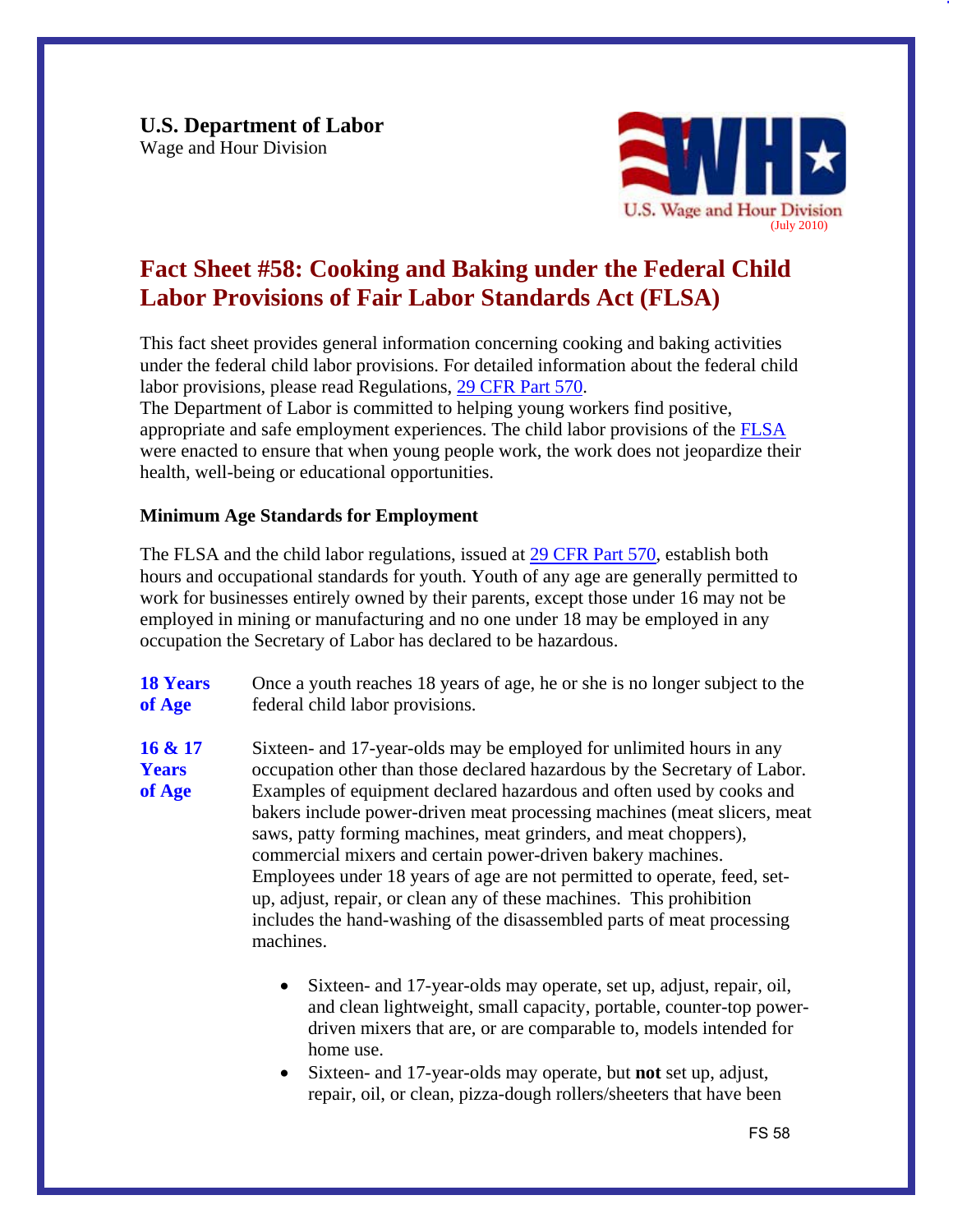**U.S. Department of Labor**
Wage and Hour Division

(July 2010)

# Fact Sheet #58: Cooking and Baking under the Federal Child Labor Provisions of Fair Labor Standards Act (FLSA)

This fact sheet provides general information concerning cooking and baking activities under the federal child labor provisions. For detailed information about the federal child labor provisions, please read Regulations, 29 CFR Part 570.
The Department of Labor is committed to helping young workers find positive, appropriate and safe employment experiences. The child labor provisions of the FLSA were enacted to ensure that when young people work, the work does not jeopardize their health, well-being or educational opportunities.

### Minimum Age Standards for Employment

The FLSA and the child labor regulations, issued at 29 CFR Part 570, establish both hours and occupational standards for youth. Youth of any age are generally permitted to work for businesses entirely owned by their parents, except those under 16 may not be employed in mining or manufacturing and no one under 18 may be employed in any occupation the Secretary of Labor has declared to be hazardous.

**18 Years of Age** — Once a youth reaches 18 years of age, he or she is no longer subject to the federal child labor provisions.

**16 & 17 Years of Age** — Sixteen- and 17-year-olds may be employed for unlimited hours in any occupation other than those declared hazardous by the Secretary of Labor. Examples of equipment declared hazardous and often used by cooks and bakers include power-driven meat processing machines (meat slicers, meat saws, patty forming machines, meat grinders, and meat choppers), commercial mixers and certain power-driven bakery machines. Employees under 18 years of age are not permitted to operate, feed, set-up, adjust, repair, or clean any of these machines. This prohibition includes the hand-washing of the disassembled parts of meat processing machines.

- Sixteen- and 17-year-olds may operate, set up, adjust, repair, oil, and clean lightweight, small capacity, portable, counter-top power-driven mixers that are, or are comparable to, models intended for home use.
- Sixteen- and 17-year-olds may operate, but **not** set up, adjust, repair, oil, or clean, pizza-dough rollers/sheeters that have been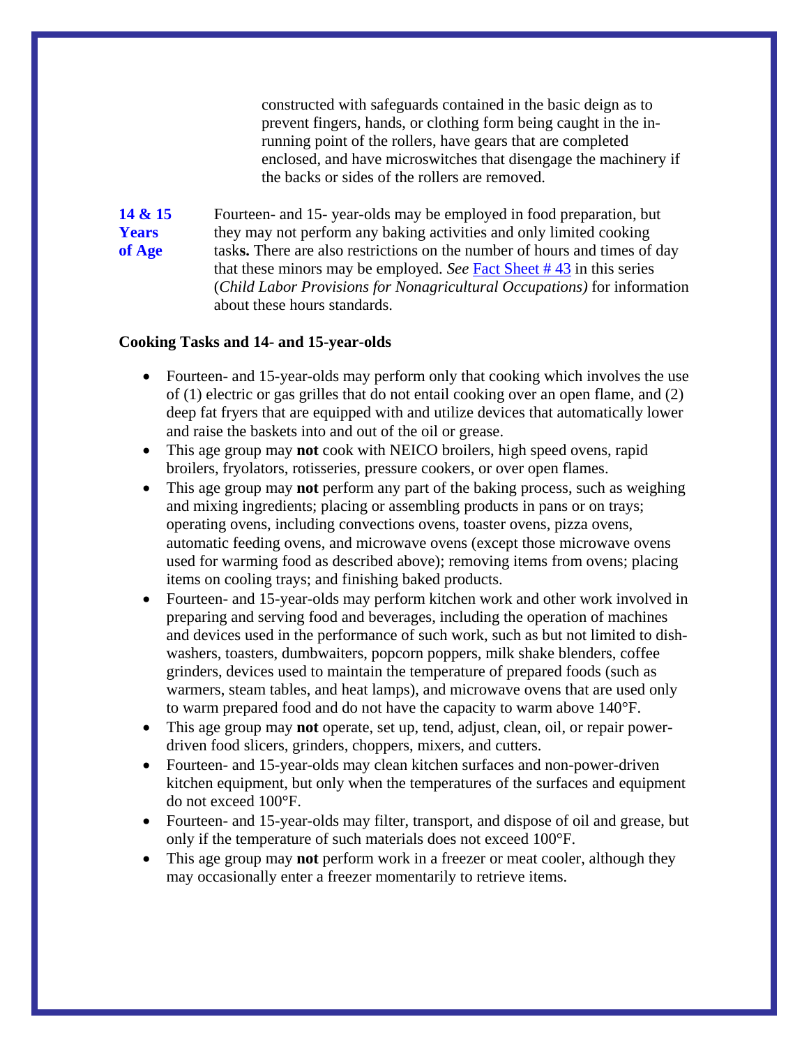constructed with safeguards contained in the basic deign as to prevent fingers, hands, or clothing form being caught in the in-running point of the rollers, have gears that are completed enclosed, and have microswitches that disengage the machinery if the backs or sides of the rollers are removed.

**14 & 15 Years of Age**

Fourteen- and 15- year-olds may be employed in food preparation, but they may not perform any baking activities and only limited cooking task**s.** There are also restrictions on the number of hours and times of day that these minors may be employed. *See* Fact Sheet # 43 in this series (*Child Labor Provisions for Nonagricultural Occupations)* for information about these hours standards.

**Cooking Tasks and 14- and 15-year-olds**

- Fourteen- and 15-year-olds may perform only that cooking which involves the use of (1) electric or gas grilles that do not entail cooking over an open flame, and (2) deep fat fryers that are equipped with and utilize devices that automatically lower and raise the baskets into and out of the oil or grease.
- This age group may **not** cook with NEICO broilers, high speed ovens, rapid broilers, fryolators, rotisseries, pressure cookers, or over open flames.
- This age group may **not** perform any part of the baking process, such as weighing and mixing ingredients; placing or assembling products in pans or on trays; operating ovens, including convections ovens, toaster ovens, pizza ovens, automatic feeding ovens, and microwave ovens (except those microwave ovens used for warming food as described above); removing items from ovens; placing items on cooling trays; and finishing baked products.
- Fourteen- and 15-year-olds may perform kitchen work and other work involved in preparing and serving food and beverages, including the operation of machines and devices used in the performance of such work, such as but not limited to dish-washers, toasters, dumbwaiters, popcorn poppers, milk shake blenders, coffee grinders, devices used to maintain the temperature of prepared foods (such as warmers, steam tables, and heat lamps), and microwave ovens that are used only to warm prepared food and do not have the capacity to warm above 140°F.
- This age group may **not** operate, set up, tend, adjust, clean, oil, or repair power-driven food slicers, grinders, choppers, mixers, and cutters.
- Fourteen- and 15-year-olds may clean kitchen surfaces and non-power-driven kitchen equipment, but only when the temperatures of the surfaces and equipment do not exceed 100°F.
- Fourteen- and 15-year-olds may filter, transport, and dispose of oil and grease, but only if the temperature of such materials does not exceed 100°F.
- This age group may **not** perform work in a freezer or meat cooler, although they may occasionally enter a freezer momentarily to retrieve items.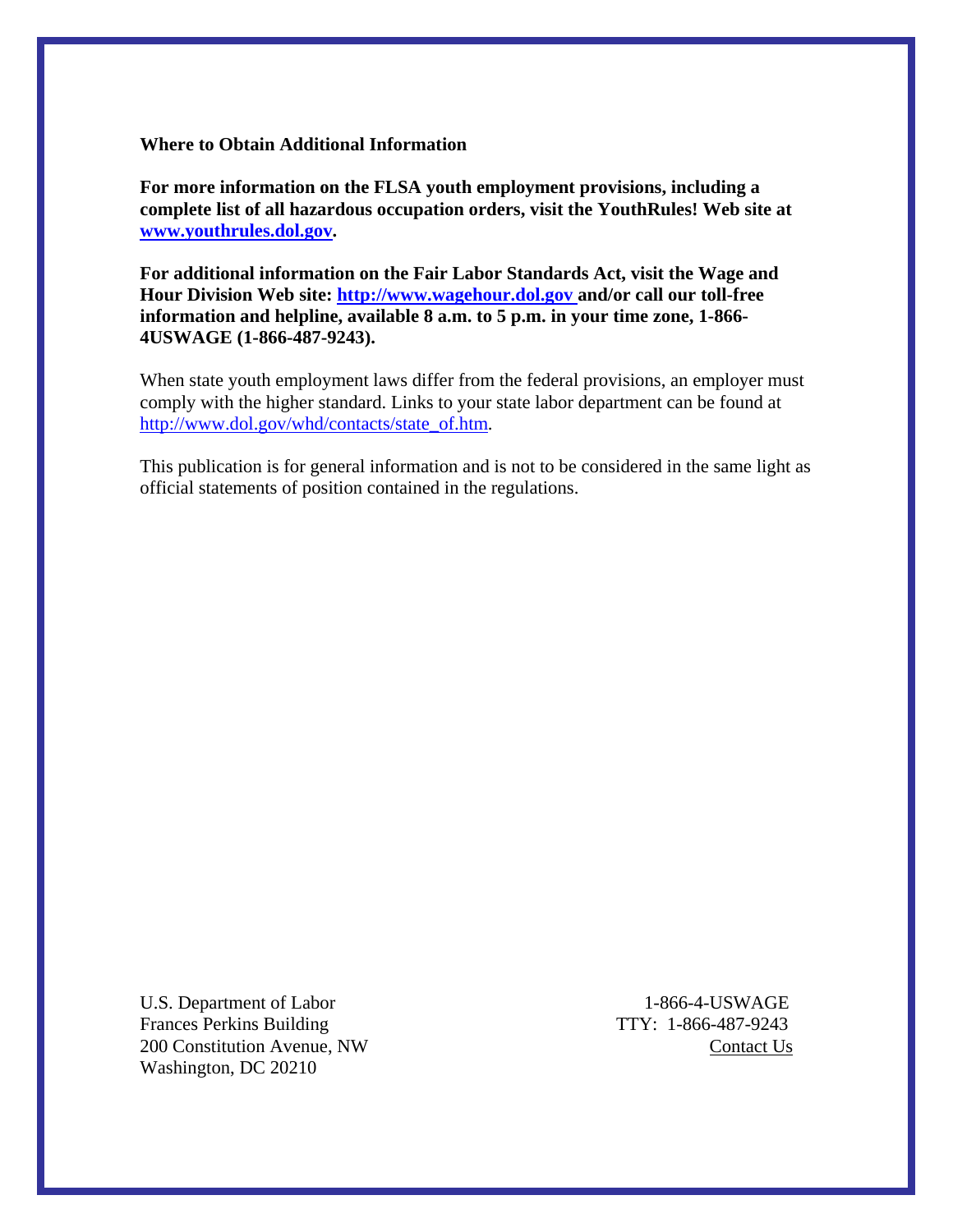**Where to Obtain Additional Information**

**For more information on the FLSA youth employment provisions, including a complete list of all hazardous occupation orders, visit the YouthRules! Web site at [www.youthrules.dol.gov](www.youthrules.dol.gov).**

**For additional information on the Fair Labor Standards Act, visit the Wage and Hour Division Web site: [http://www.wagehour.dol.gov](http://www.wagehour.dol.gov) and/or call our toll-free information and helpline, available 8 a.m. to 5 p.m. in your time zone, 1-866-4USWAGE (1-866-487-9243).**

When state youth employment laws differ from the federal provisions, an employer must comply with the higher standard. Links to your state labor department can be found at [http://www.dol.gov/whd/contacts/state_of.htm](http://www.dol.gov/whd/contacts/state_of.htm).

This publication is for general information and is not to be considered in the same light as official statements of position contained in the regulations.

U.S. Department of Labor
Frances Perkins Building
200 Constitution Avenue, NW
Washington, DC 20210

1-866-4-USWAGE
TTY: 1-866-487-9243
Contact Us